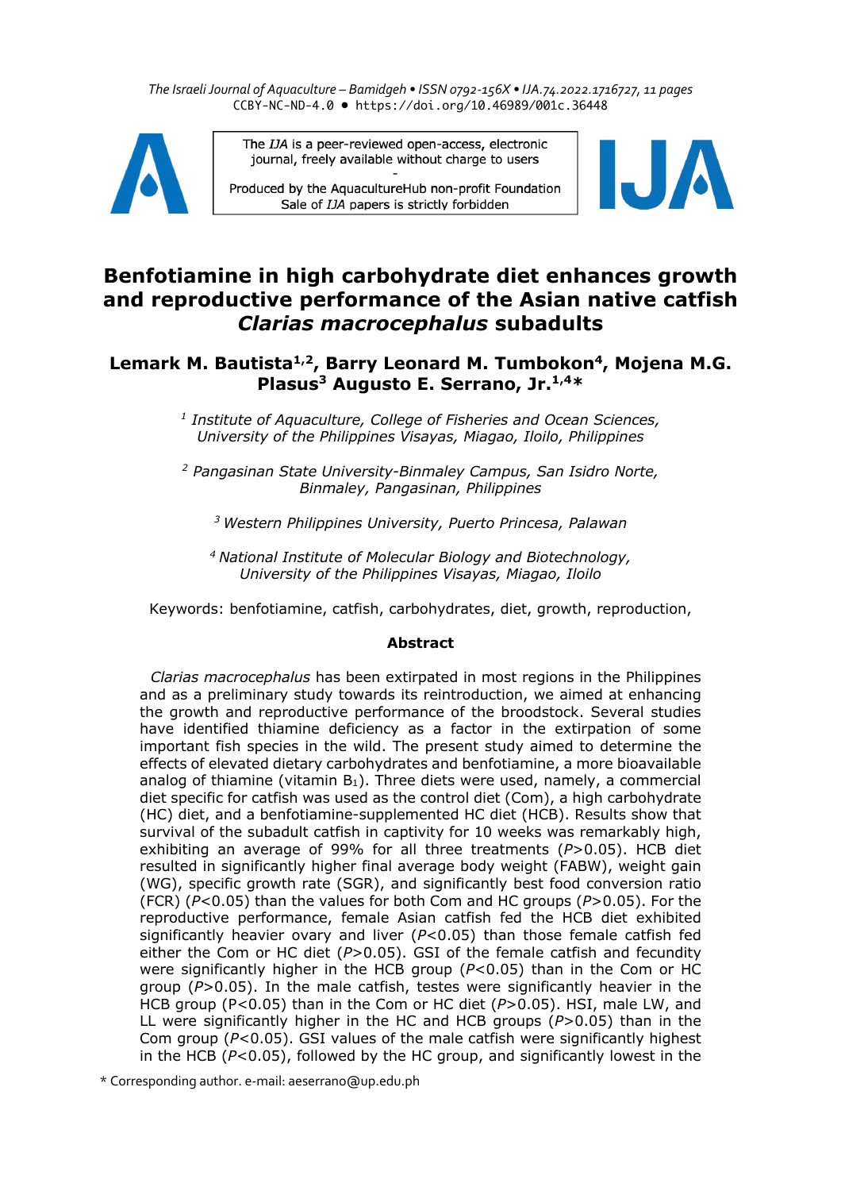The Israeli Journal of Aquaculture – Bamidgeh • ISSN 0792-156X • IJA.74.2022.1716727, 11 pages
CCBY-NC-ND-4.0 • https://doi.org/10.46989/001c.36448

The *IJA* is a peer-reviewed open-access, electronic journal, freely available without charge to users

Produced by the AquacultureHub non-profit Foundation
Sale of *IJA* papers is strictly forbidden

# Benfotiamine in high carbohydrate diet enhances growth and reproductive performance of the Asian native catfish *Clarias macrocephalus* subadults

**Lemark M. Bautista[1,2], Barry Leonard M. Tumbokon[4], Mojena M.G. Plasus[3] Augusto E. Serrano, Jr.[1,4]***

[1] *Institute of Aquaculture, College of Fisheries and Ocean Sciences, University of the Philippines Visayas, Miagao, Iloilo, Philippines*

[2] *Pangasinan State University-Binmaley Campus, San Isidro Norte, Binmaley, Pangasinan, Philippines*

[3] *Western Philippines University, Puerto Princesa, Palawan*

[4] *National Institute of Molecular Biology and Biotechnology, University of the Philippines Visayas, Miagao, Iloilo*

Keywords: benfotiamine, catfish, carbohydrates, diet, growth, reproduction,

## Abstract

*Clarias macrocephalus* has been extirpated in most regions in the Philippines and as a preliminary study towards its reintroduction, we aimed at enhancing the growth and reproductive performance of the broodstock. Several studies have identified thiamine deficiency as a factor in the extirpation of some important fish species in the wild. The present study aimed to determine the effects of elevated dietary carbohydrates and benfotiamine, a more bioavailable analog of thiamine (vitamin $B_1$). Three diets were used, namely, a commercial diet specific for catfish was used as the control diet (Com), a high carbohydrate (HC) diet, and a benfotiamine-supplemented HC diet (HCB). Results show that survival of the subadult catfish in captivity for 10 weeks was remarkably high, exhibiting an average of 99% for all three treatments ($P>0.05$). HCB diet resulted in significantly higher final average body weight (FABW), weight gain (WG), specific growth rate (SGR), and significantly best food conversion ratio (FCR) ($P<0.05$) than the values for both Com and HC groups ($P>0.05$). For the reproductive performance, female Asian catfish fed the HCB diet exhibited significantly heavier ovary and liver ($P<0.05$) than those female catfish fed either the Com or HC diet ($P>0.05$). GSI of the female catfish and fecundity were significantly higher in the HCB group ($P<0.05$) than in the Com or HC group ($P>0.05$). In the male catfish, testes were significantly heavier in the HCB group ($P<0.05$) than in the Com or HC diet ($P>0.05$). HSI, male LW, and LL were significantly higher in the HC and HCB groups ($P>0.05$) than in the Com group ($P<0.05$). GSI values of the male catfish were significantly highest in the HCB ($P<0.05$), followed by the HC group, and significantly lowest in the

\* Corresponding author. e-mail: aeserrano@up.edu.ph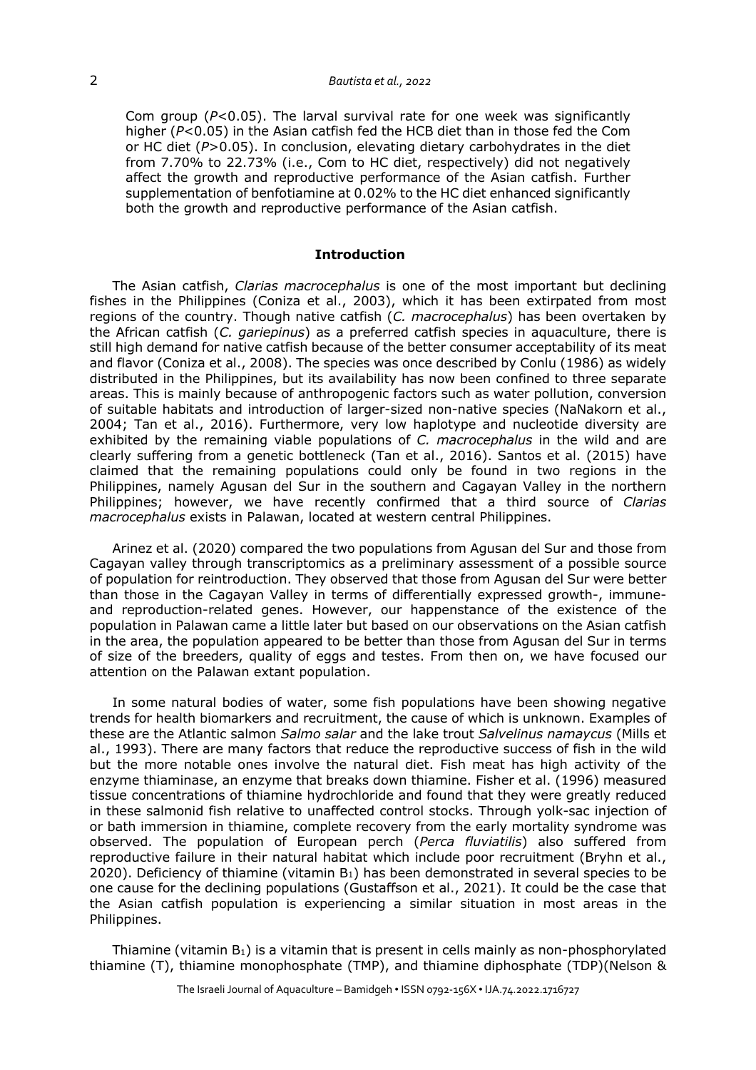Com group ($P<0.05$). The larval survival rate for one week was significantly higher ($P<0.05$) in the Asian catfish fed the HCB diet than in those fed the Com or HC diet ($P>0.05$). In conclusion, elevating dietary carbohydrates in the diet from 7.70% to 22.73% (i.e., Com to HC diet, respectively) did not negatively affect the growth and reproductive performance of the Asian catfish. Further supplementation of benfotiamine at 0.02% to the HC diet enhanced significantly both the growth and reproductive performance of the Asian catfish.

## Introduction

The Asian catfish, *Clarias macrocephalus* is one of the most important but declining fishes in the Philippines (Coniza et al., 2003), which it has been extirpated from most regions of the country. Though native catfish (*C. macrocephalus*) has been overtaken by the African catfish (*C. gariepinus*) as a preferred catfish species in aquaculture, there is still high demand for native catfish because of the better consumer acceptability of its meat and flavor (Coniza et al., 2008). The species was once described by Conlu (1986) as widely distributed in the Philippines, but its availability has now been confined to three separate areas. This is mainly because of anthropogenic factors such as water pollution, conversion of suitable habitats and introduction of larger-sized non-native species (NaNakorn et al., 2004; Tan et al., 2016). Furthermore, very low haplotype and nucleotide diversity are exhibited by the remaining viable populations of *C. macrocephalus* in the wild and are clearly suffering from a genetic bottleneck (Tan et al., 2016). Santos et al. (2015) have claimed that the remaining populations could only be found in two regions in the Philippines, namely Agusan del Sur in the southern and Cagayan Valley in the northern Philippines; however, we have recently confirmed that a third source of *Clarias macrocephalus* exists in Palawan, located at western central Philippines.

Arinez et al. (2020) compared the two populations from Agusan del Sur and those from Cagayan valley through transcriptomics as a preliminary assessment of a possible source of population for reintroduction. They observed that those from Agusan del Sur were better than those in the Cagayan Valley in terms of differentially expressed growth-, immune- and reproduction-related genes. However, our happenstance of the existence of the population in Palawan came a little later but based on our observations on the Asian catfish in the area, the population appeared to be better than those from Agusan del Sur in terms of size of the breeders, quality of eggs and testes. From then on, we have focused our attention on the Palawan extant population.

In some natural bodies of water, some fish populations have been showing negative trends for health biomarkers and recruitment, the cause of which is unknown. Examples of these are the Atlantic salmon *Salmo salar* and the lake trout *Salvelinus namaycus* (Mills et al., 1993). There are many factors that reduce the reproductive success of fish in the wild but the more notable ones involve the natural diet. Fish meat has high activity of the enzyme thiaminase, an enzyme that breaks down thiamine. Fisher et al. (1996) measured tissue concentrations of thiamine hydrochloride and found that they were greatly reduced in these salmonid fish relative to unaffected control stocks. Through yolk-sac injection of or bath immersion in thiamine, complete recovery from the early mortality syndrome was observed. The population of European perch (*Perca fluviatilis*) also suffered from reproductive failure in their natural habitat which include poor recruitment (Bryhn et al., 2020). Deficiency of thiamine (vitamin $B_1$) has been demonstrated in several species to be one cause for the declining populations (Gustaffson et al., 2021). It could be the case that the Asian catfish population is experiencing a similar situation in most areas in the Philippines.

Thiamine (vitamin $B_1$) is a vitamin that is present in cells mainly as non-phosphorylated thiamine (T), thiamine monophosphate (TMP), and thiamine diphosphate (TDP)(Nelson &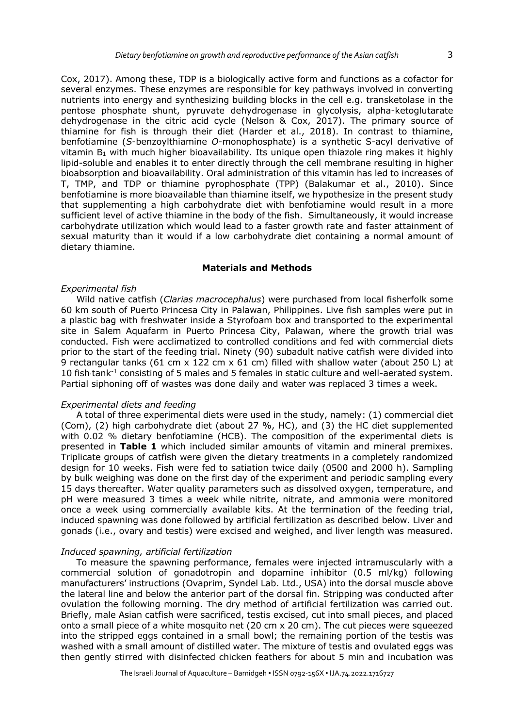Cox, 2017). Among these, TDP is a biologically active form and functions as a cofactor for several enzymes. These enzymes are responsible for key pathways involved in converting nutrients into energy and synthesizing building blocks in the cell e.g. transketolase in the pentose phosphate shunt, pyruvate dehydrogenase in glycolysis, alpha-ketoglutarate dehydrogenase in the citric acid cycle (Nelson & Cox, 2017). The primary source of thiamine for fish is through their diet (Harder et al., 2018). In contrast to thiamine, benfotiamine (*S*-benzoylthiamine *O*-monophosphate) is a synthetic S-acyl derivative of vitamin $B_1$ with much higher bioavailability. Its unique open thiazole ring makes it highly lipid-soluble and enables it to enter directly through the cell membrane resulting in higher bioabsorption and bioavailability. Oral administration of this vitamin has led to increases of T, TMP, and TDP or thiamine pyrophosphate (TPP) (Balakumar et al., 2010). Since benfotiamine is more bioavailable than thiamine itself, we hypothesize in the present study that supplementing a high carbohydrate diet with benfotiamine would result in a more sufficient level of active thiamine in the body of the fish. Simultaneously, it would increase carbohydrate utilization which would lead to a faster growth rate and faster attainment of sexual maturity than it would if a low carbohydrate diet containing a normal amount of dietary thiamine.

## Materials and Methods

### *Experimental fish*

Wild native catfish (*Clarias macrocephalus*) were purchased from local fisherfolk some 60 km south of Puerto Princesa City in Palawan, Philippines. Live fish samples were put in a plastic bag with freshwater inside a Styrofoam box and transported to the experimental site in Salem Aquafarm in Puerto Princesa City, Palawan, where the growth trial was conducted. Fish were acclimatized to controlled conditions and fed with commercial diets prior to the start of the feeding trial. Ninety (90) subadult native catfish were divided into 9 rectangular tanks (61 cm x 122 cm x 61 cm) filled with shallow water (about 250 L) at 10 fish·tank$^{-1}$ consisting of 5 males and 5 females in static culture and well-aerated system. Partial siphoning off of wastes was done daily and water was replaced 3 times a week.

### *Experimental diets and feeding*

A total of three experimental diets were used in the study, namely: (1) commercial diet (Com), (2) high carbohydrate diet (about 27 %, HC), and (3) the HC diet supplemented with 0.02 % dietary benfotiamine (HCB). The composition of the experimental diets is presented in **Table 1** which included similar amounts of vitamin and mineral premixes. Triplicate groups of catfish were given the dietary treatments in a completely randomized design for 10 weeks. Fish were fed to satiation twice daily (0500 and 2000 h). Sampling by bulk weighing was done on the first day of the experiment and periodic sampling every 15 days thereafter. Water quality parameters such as dissolved oxygen, temperature, and pH were measured 3 times a week while nitrite, nitrate, and ammonia were monitored once a week using commercially available kits. At the termination of the feeding trial, induced spawning was done followed by artificial fertilization as described below. Liver and gonads (i.e., ovary and testis) were excised and weighed, and liver length was measured.

### *Induced spawning, artificial fertilization*

To measure the spawning performance, females were injected intramuscularly with a commercial solution of gonadotropin and dopamine inhibitor (0.5 ml/kg) following manufacturers' instructions (Ovaprim, Syndel Lab. Ltd., USA) into the dorsal muscle above the lateral line and below the anterior part of the dorsal fin. Stripping was conducted after ovulation the following morning. The dry method of artificial fertilization was carried out. Briefly, male Asian catfish were sacrificed, testis excised, cut into small pieces, and placed onto a small piece of a white mosquito net (20 cm x 20 cm). The cut pieces were squeezed into the stripped eggs contained in a small bowl; the remaining portion of the testis was washed with a small amount of distilled water. The mixture of testis and ovulated eggs was then gently stirred with disinfected chicken feathers for about 5 min and incubation was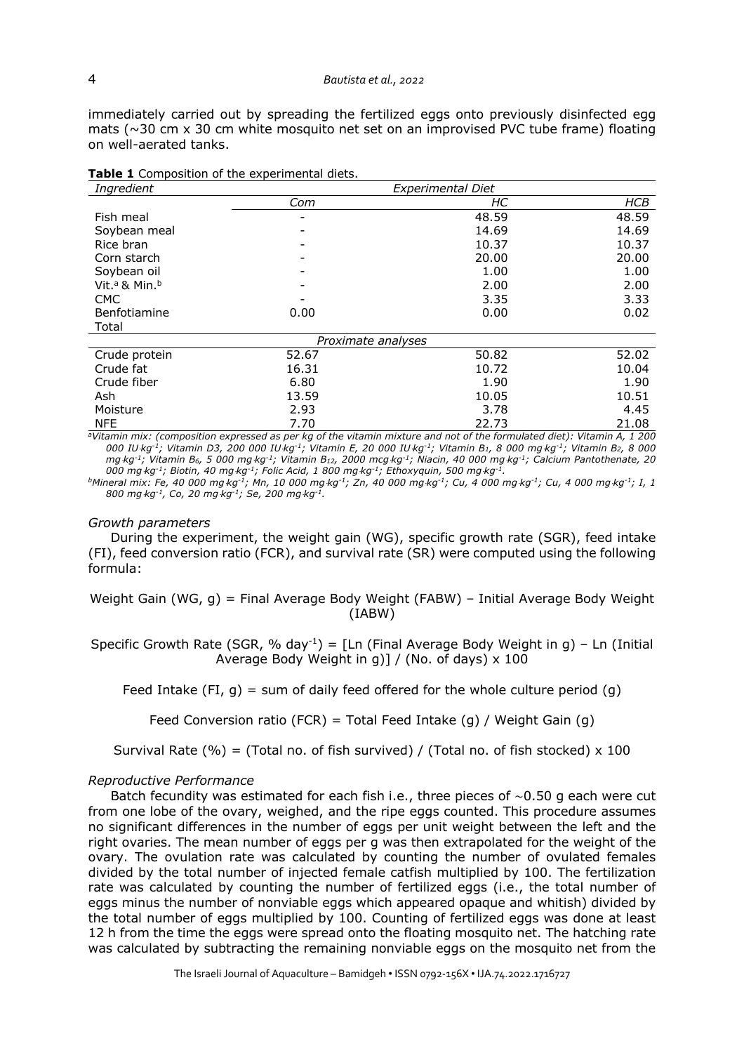immediately carried out by spreading the fertilized eggs onto previously disinfected egg mats (~30 cm x 30 cm white mosquito net set on an improvised PVC tube frame) floating on well-aerated tanks.

**Table 1** Composition of the experimental diets.

| *Ingredient* | *Experimental Diet* | | |
|---|---|---|---|
| | *Com* | *HC* | *HCB* |
| Fish meal | - | 48.59 | 48.59 |
| Soybean meal | - | 14.69 | 14.69 |
| Rice bran | - | 10.37 | 10.37 |
| Corn starch | - | 20.00 | 20.00 |
| Soybean oil | - | 1.00 | 1.00 |
| Vit.[a] & Min.[b] | - | 2.00 | 2.00 |
| CMC | - | 3.35 | 3.33 |
| Benfotiamine | 0.00 | 0.00 | 0.02 |
| Total | | | |
| | *Proximate analyses* | | |
| Crude protein | 52.67 | 50.82 | 52.02 |
| Crude fat | 16.31 | 10.72 | 10.04 |
| Crude fiber | 6.80 | 1.90 | 1.90 |
| Ash | 13.59 | 10.05 | 10.51 |
| Moisture | 2.93 | 3.78 | 4.45 |
| NFE | 7.70 | 22.73 | 21.08 |

*[a]Vitamin mix: (composition expressed as per kg of the vitamin mixture and not of the formulated diet): Vitamin A, 1 200 000 IU·kg$^{-1}$; Vitamin D3, 200 000 IU·kg$^{-1}$; Vitamin E, 20 000 IU·kg$^{-1}$; Vitamin $B_1$, 8 000 mg·kg$^{-1}$; Vitamin $B_2$, 8 000 mg·kg$^{-1}$; Vitamin $B_6$, 5 000 mg·kg$^{-1}$; Vitamin $B_{12}$, 2000 mcg·kg$^{-1}$; Niacin, 40 000 mg·kg$^{-1}$; Calcium Pantothenate, 20 000 mg·kg$^{-1}$; Biotin, 40 mg·kg$^{-1}$; Folic Acid, 1 800 mg·kg$^{-1}$; Ethoxyquin, 500 mg·kg$^{-1}$.*

*[b]Mineral mix: Fe, 40 000 mg·kg$^{-1}$; Mn, 10 000 mg·kg$^{-1}$; Zn, 40 000 mg·kg$^{-1}$; Cu, 4 000 mg·kg$^{-1}$; Cu, 4 000 mg·kg$^{-1}$; I, 1 800 mg·kg$^{-1}$, Co, 20 mg·kg$^{-1}$; Se, 200 mg·kg$^{-1}$.*

### *Growth parameters*

During the experiment, the weight gain (WG), specific growth rate (SGR), feed intake (FI), feed conversion ratio (FCR), and survival rate (SR) were computed using the following formula:

Weight Gain (WG, g) = Final Average Body Weight (FABW) – Initial Average Body Weight (IABW)

Specific Growth Rate (SGR, % day$^{-1}$) = [Ln (Final Average Body Weight in g) – Ln (Initial Average Body Weight in g)] / (No. of days) x 100

Feed Intake (FI, g) = sum of daily feed offered for the whole culture period (g)

Feed Conversion ratio (FCR) = Total Feed Intake (g) / Weight Gain (g)

Survival Rate (%) = (Total no. of fish survived) / (Total no. of fish stocked) x 100

### *Reproductive Performance*

Batch fecundity was estimated for each fish i.e., three pieces of ∼0.50 g each were cut from one lobe of the ovary, weighed, and the ripe eggs counted. This procedure assumes no significant differences in the number of eggs per unit weight between the left and the right ovaries. The mean number of eggs per g was then extrapolated for the weight of the ovary. The ovulation rate was calculated by counting the number of ovulated females divided by the total number of injected female catfish multiplied by 100. The fertilization rate was calculated by counting the number of fertilized eggs (i.e., the total number of eggs minus the number of nonviable eggs which appeared opaque and whitish) divided by the total number of eggs multiplied by 100. Counting of fertilized eggs was done at least 12 h from the time the eggs were spread onto the floating mosquito net. The hatching rate was calculated by subtracting the remaining nonviable eggs on the mosquito net from the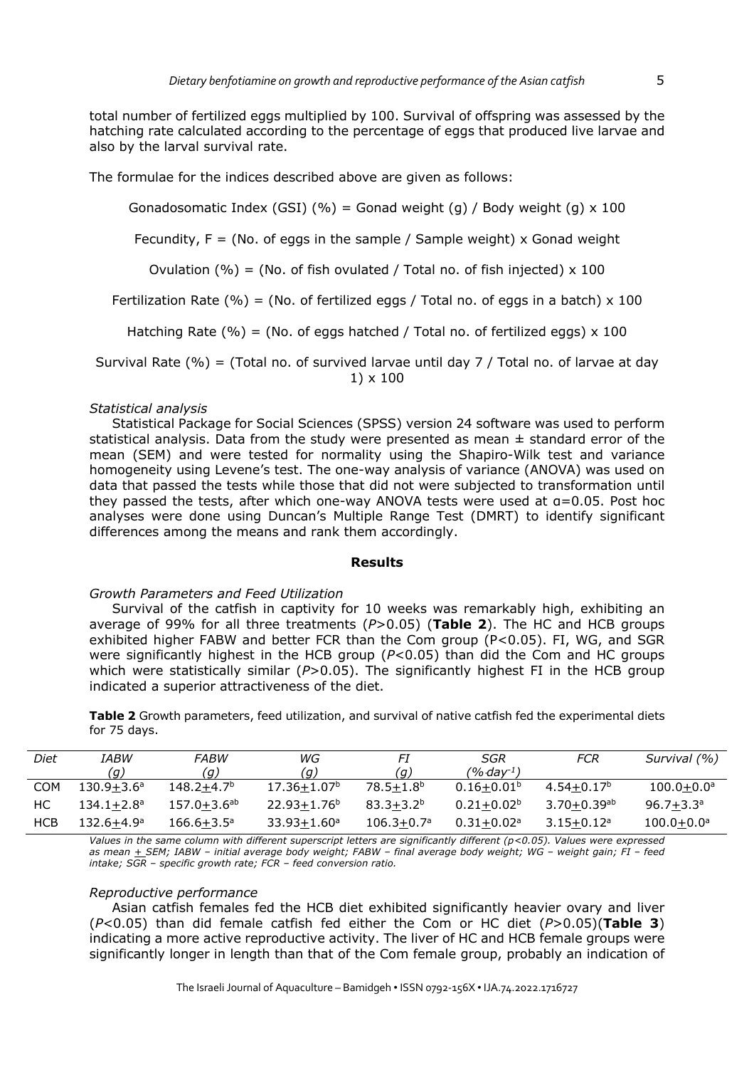total number of fertilized eggs multiplied by 100. Survival of offspring was assessed by the hatching rate calculated according to the percentage of eggs that produced live larvae and also by the larval survival rate.

The formulae for the indices described above are given as follows:

Gonadosomatic Index (GSI) (%) = Gonad weight (g) / Body weight (g) x 100

Fecundity, F = (No. of eggs in the sample / Sample weight) x Gonad weight

Ovulation (%) = (No. of fish ovulated / Total no. of fish injected) x 100

Fertilization Rate (%) = (No. of fertilized eggs / Total no. of eggs in a batch) x 100

Hatching Rate (%) = (No. of eggs hatched / Total no. of fertilized eggs) x 100

Survival Rate (%) = (Total no. of survived larvae until day 7 / Total no. of larvae at day 1) x 100

*Statistical analysis*

Statistical Package for Social Sciences (SPSS) version 24 software was used to perform statistical analysis. Data from the study were presented as mean ± standard error of the mean (SEM) and were tested for normality using the Shapiro-Wilk test and variance homogeneity using Levene's test. The one-way analysis of variance (ANOVA) was used on data that passed the tests while those that did not were subjected to transformation until they passed the tests, after which one-way ANOVA tests were used at $\alpha$=0.05. Post hoc analyses were done using Duncan's Multiple Range Test (DMRT) to identify significant differences among the means and rank them accordingly.

## Results

*Growth Parameters and Feed Utilization*

Survival of the catfish in captivity for 10 weeks was remarkably high, exhibiting an average of 99% for all three treatments ($P>0.05$) (**Table 2**). The HC and HCB groups exhibited higher FABW and better FCR than the Com group ($P<0.05$). FI, WG, and SGR were significantly highest in the HCB group ($P<0.05$) than did the Com and HC groups which were statistically similar ($P>0.05$). The significantly highest FI in the HCB group indicated a superior attractiveness of the diet.

**Table 2** Growth parameters, feed utilization, and survival of native catfish fed the experimental diets for 75 days.

| *Diet* | *IABW (g)* | *FABW (g)* | *WG (g)* | *FI (g)* | *SGR (%·day⁻¹)* | *FCR* | *Survival (%)* |
|---|---|---|---|---|---|---|---|
| COM | 130.9±3.6$^{a}$ | 148.2±4.7$^{b}$ | 17.36±1.07$^{b}$ | 78.5±1.8$^{b}$ | 0.16±0.01$^{b}$ | 4.54±0.17$^{b}$ | 100.0±0.0$^{a}$ |
| HC | 134.1±2.8$^{a}$ | 157.0±3.6$^{ab}$ | 22.93±1.76$^{b}$ | 83.3±3.2$^{b}$ | 0.21±0.02$^{b}$ | 3.70±0.39$^{ab}$ | 96.7±3.3$^{a}$ |
| HCB | 132.6±4.9$^{a}$ | 166.6±3.5$^{a}$ | 33.93±1.60$^{a}$ | 106.3±0.7$^{a}$ | 0.31±0.02$^{a}$ | 3.15±0.12$^{a}$ | 100.0±0.0$^{a}$ |

*Values in the same column with different superscript letters are significantly different (p<0.05). Values were expressed as mean ± SEM; IABW – initial average body weight; FABW – final average body weight; WG – weight gain; FI – feed intake; SGR – specific growth rate; FCR – feed conversion ratio.*

*Reproductive performance*

Asian catfish females fed the HCB diet exhibited significantly heavier ovary and liver ($P<0.05$) than did female catfish fed either the Com or HC diet ($P>0.05$)(**Table 3**) indicating a more active reproductive activity. The liver of HC and HCB female groups were significantly longer in length than that of the Com female group, probably an indication of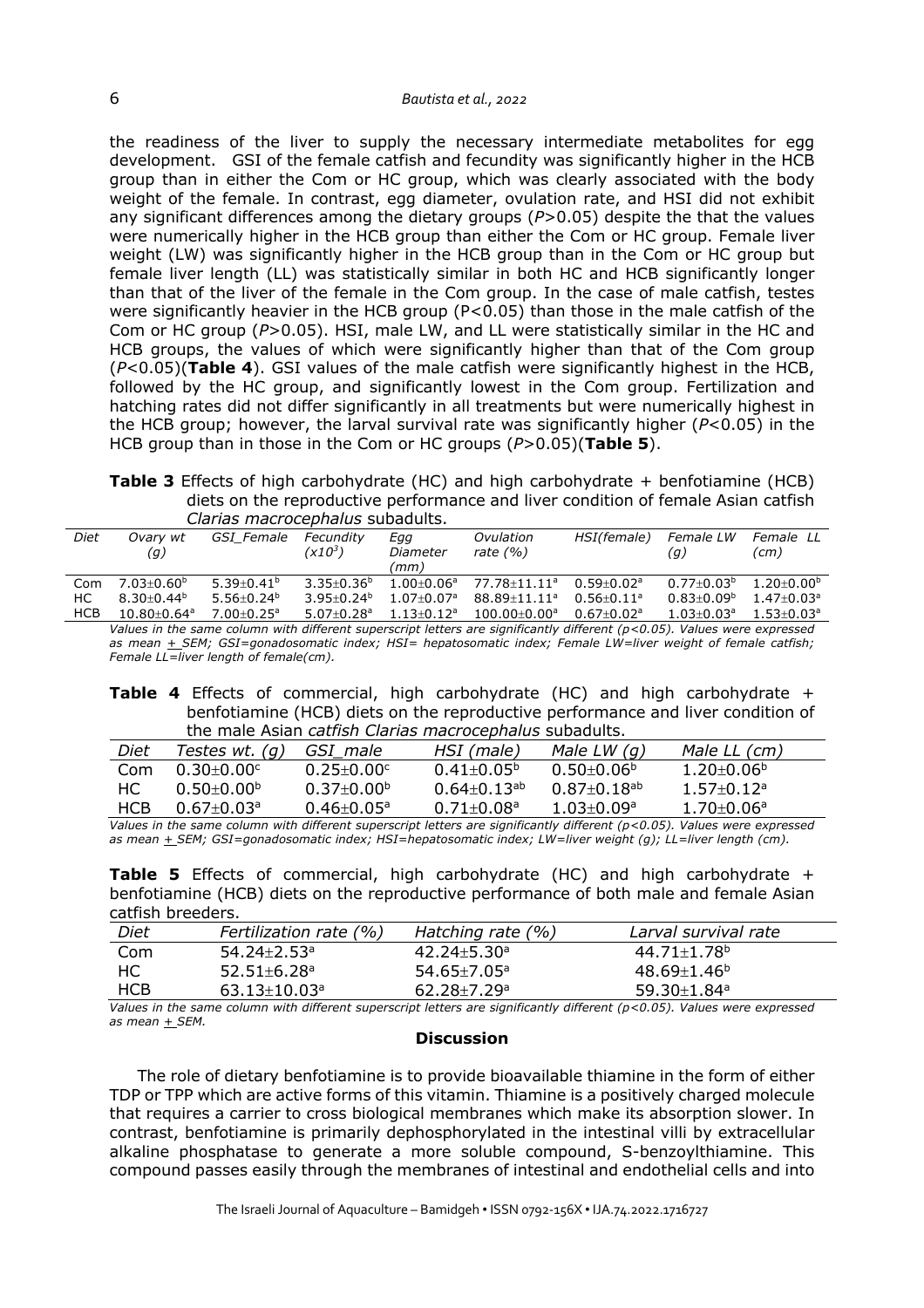the readiness of the liver to supply the necessary intermediate metabolites for egg development. GSI of the female catfish and fecundity was significantly higher in the HCB group than in either the Com or HC group, which was clearly associated with the body weight of the female. In contrast, egg diameter, ovulation rate, and HSI did not exhibit any significant differences among the dietary groups ($P>0.05$) despite the that the values were numerically higher in the HCB group than either the Com or HC group. Female liver weight (LW) was significantly higher in the HCB group than in the Com or HC group but female liver length (LL) was statistically similar in both HC and HCB significantly longer than that of the liver of the female in the Com group. In the case of male catfish, testes were significantly heavier in the HCB group ($P<0.05$) than those in the male catfish of the Com or HC group ($P>0.05$). HSI, male LW, and LL were statistically similar in the HC and HCB groups, the values of which were significantly higher than that of the Com group ($P<0.05$)(**Table 4**). GSI values of the male catfish were significantly highest in the HCB, followed by the HC group, and significantly lowest in the Com group. Fertilization and hatching rates did not differ significantly in all treatments but were numerically highest in the HCB group; however, the larval survival rate was significantly higher ($P<0.05$) in the HCB group than in those in the Com or HC groups ($P>0.05$)(**Table 5**).

**Table 3** Effects of high carbohydrate (HC) and high carbohydrate + benfotiamine (HCB) diets on the reproductive performance and liver condition of female Asian catfish *Clarias macrocephalus* subadults.

| *Diet* | *Ovary wt (g)* | *GSI_Female* | *Fecundity ($x10^3$)* | *Egg Diameter (mm)* | *Ovulation rate (%)* | *HSI(female)* | *Female LW (g)* | *Female LL (cm)* |
|---|---|---|---|---|---|---|---|---|
| Com | $7.03\pm0.60^{b}$ | $5.39\pm0.41^{b}$ | $3.35\pm0.36^{b}$ | $1.00\pm0.06^{a}$ | $77.78\pm11.11^{a}$ | $0.59\pm0.02^{a}$ | $0.77\pm0.03^{b}$ | $1.20\pm0.00^{b}$ |
| HC | $8.30\pm0.44^{b}$ | $5.56\pm0.24^{b}$ | $3.95\pm0.24^{b}$ | $1.07\pm0.07^{a}$ | $88.89\pm11.11^{a}$ | $0.56\pm0.11^{a}$ | $0.83\pm0.09^{b}$ | $1.47\pm0.03^{a}$ |
| HCB | $10.80\pm0.64^{a}$ | $7.00\pm0.25^{a}$ | $5.07\pm0.28^{a}$ | $1.13\pm0.12^{a}$ | $100.00\pm0.00^{a}$ | $0.67\pm0.02^{a}$ | $1.03\pm0.03^{a}$ | $1.53\pm0.03^{a}$ |

*Values in the same column with different superscript letters are significantly different ($p<0.05$). Values were expressed as mean + SEM; GSI=gonadosomatic index; HSI= hepatosomatic index; Female LW=liver weight of female catfish; Female LL=liver length of female(cm).*

**Table 4** Effects of commercial, high carbohydrate (HC) and high carbohydrate + benfotiamine (HCB) diets on the reproductive performance and liver condition of the male Asian *catfish Clarias macrocephalus* subadults.

| *Diet* | *Testes wt. (g)* | *GSI_male* | *HSI (male)* | *Male LW (g)* | *Male LL (cm)* |
|---|---|---|---|---|---|
| Com | $0.30\pm0.00^{c}$ | $0.25\pm0.00^{c}$ | $0.41\pm0.05^{b}$ | $0.50\pm0.06^{b}$ | $1.20\pm0.06^{b}$ |
| HC | $0.50\pm0.00^{b}$ | $0.37\pm0.00^{b}$ | $0.64\pm0.13^{ab}$ | $0.87\pm0.18^{ab}$ | $1.57\pm0.12^{a}$ |
| HCB | $0.67\pm0.03^{a}$ | $0.46\pm0.05^{a}$ | $0.71\pm0.08^{a}$ | $1.03\pm0.09^{a}$ | $1.70\pm0.06^{a}$ |

*Values in the same column with different superscript letters are significantly different ($p<0.05$). Values were expressed as mean + SEM; GSI=gonadosomatic index; HSI=hepatosomatic index; LW=liver weight (g); LL=liver length (cm).*

**Table 5** Effects of commercial, high carbohydrate (HC) and high carbohydrate + benfotiamine (HCB) diets on the reproductive performance of both male and female Asian catfish breeders.

| *Diet* | *Fertilization rate (%)* | *Hatching rate (%)* | *Larval survival rate* |
|---|---|---|---|
| Com | $54.24\pm2.53^{a}$ | $42.24\pm5.30^{a}$ | $44.71\pm1.78^{b}$ |
| HC | $52.51\pm6.28^{a}$ | $54.65\pm7.05^{a}$ | $48.69\pm1.46^{b}$ |
| HCB | $63.13\pm10.03^{a}$ | $62.28\pm7.29^{a}$ | $59.30\pm1.84^{a}$ |

*Values in the same column with different superscript letters are significantly different ($p<0.05$). Values were expressed as mean + SEM.*

## Discussion

The role of dietary benfotiamine is to provide bioavailable thiamine in the form of either TDP or TPP which are active forms of this vitamin. Thiamine is a positively charged molecule that requires a carrier to cross biological membranes which make its absorption slower. In contrast, benfotiamine is primarily dephosphorylated in the intestinal villi by extracellular alkaline phosphatase to generate a more soluble compound, S-benzoylthiamine. This compound passes easily through the membranes of intestinal and endothelial cells and into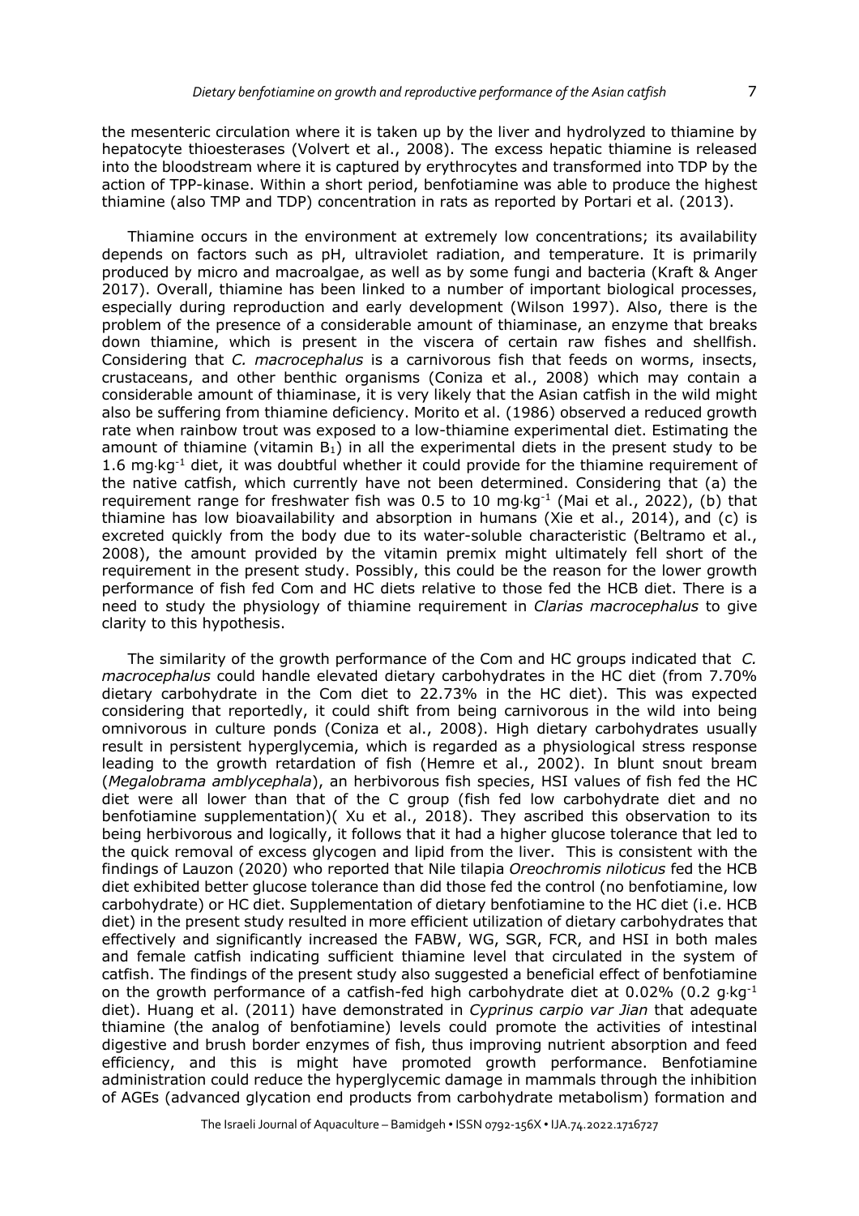the mesenteric circulation where it is taken up by the liver and hydrolyzed to thiamine by hepatocyte thioesterases (Volvert et al., 2008). The excess hepatic thiamine is released into the bloodstream where it is captured by erythrocytes and transformed into TDP by the action of TPP-kinase. Within a short period, benfotiamine was able to produce the highest thiamine (also TMP and TDP) concentration in rats as reported by Portari et al. (2013).

Thiamine occurs in the environment at extremely low concentrations; its availability depends on factors such as pH, ultraviolet radiation, and temperature. It is primarily produced by micro and macroalgae, as well as by some fungi and bacteria (Kraft & Anger 2017). Overall, thiamine has been linked to a number of important biological processes, especially during reproduction and early development (Wilson 1997). Also, there is the problem of the presence of a considerable amount of thiaminase, an enzyme that breaks down thiamine, which is present in the viscera of certain raw fishes and shellfish. Considering that *C. macrocephalus* is a carnivorous fish that feeds on worms, insects, crustaceans, and other benthic organisms (Coniza et al., 2008) which may contain a considerable amount of thiaminase, it is very likely that the Asian catfish in the wild might also be suffering from thiamine deficiency. Morito et al. (1986) observed a reduced growth rate when rainbow trout was exposed to a low-thiamine experimental diet. Estimating the amount of thiamine (vitamin $B_1$) in all the experimental diets in the present study to be 1.6 $mg{\cdot}kg^{-1}$ diet, it was doubtful whether it could provide for the thiamine requirement of the native catfish, which currently have not been determined. Considering that (a) the requirement range for freshwater fish was 0.5 to 10 $mg{\cdot}kg^{-1}$ (Mai et al., 2022), (b) that thiamine has low bioavailability and absorption in humans (Xie et al., 2014), and (c) is excreted quickly from the body due to its water-soluble characteristic (Beltramo et al., 2008), the amount provided by the vitamin premix might ultimately fell short of the requirement in the present study. Possibly, this could be the reason for the lower growth performance of fish fed Com and HC diets relative to those fed the HCB diet. There is a need to study the physiology of thiamine requirement in *Clarias macrocephalus* to give clarity to this hypothesis.

The similarity of the growth performance of the Com and HC groups indicated that *C. macrocephalus* could handle elevated dietary carbohydrates in the HC diet (from 7.70% dietary carbohydrate in the Com diet to 22.73% in the HC diet). This was expected considering that reportedly, it could shift from being carnivorous in the wild into being omnivorous in culture ponds (Coniza et al., 2008). High dietary carbohydrates usually result in persistent hyperglycemia, which is regarded as a physiological stress response leading to the growth retardation of fish (Hemre et al., 2002). In blunt snout bream (*Megalobrama amblycephala*), an herbivorous fish species, HSI values of fish fed the HC diet were all lower than that of the C group (fish fed low carbohydrate diet and no benfotiamine supplementation)( Xu et al., 2018). They ascribed this observation to its being herbivorous and logically, it follows that it had a higher glucose tolerance that led to the quick removal of excess glycogen and lipid from the liver. This is consistent with the findings of Lauzon (2020) who reported that Nile tilapia *Oreochromis niloticus* fed the HCB diet exhibited better glucose tolerance than did those fed the control (no benfotiamine, low carbohydrate) or HC diet. Supplementation of dietary benfotiamine to the HC diet (i.e. HCB diet) in the present study resulted in more efficient utilization of dietary carbohydrates that effectively and significantly increased the FABW, WG, SGR, FCR, and HSI in both males and female catfish indicating sufficient thiamine level that circulated in the system of catfish. The findings of the present study also suggested a beneficial effect of benfotiamine on the growth performance of a catfish-fed high carbohydrate diet at 0.02% (0.2 $g{\cdot}kg^{-1}$ diet). Huang et al. (2011) have demonstrated in *Cyprinus carpio var Jian* that adequate thiamine (the analog of benfotiamine) levels could promote the activities of intestinal digestive and brush border enzymes of fish, thus improving nutrient absorption and feed efficiency, and this is might have promoted growth performance. Benfotiamine administration could reduce the hyperglycemic damage in mammals through the inhibition of AGEs (advanced glycation end products from carbohydrate metabolism) formation and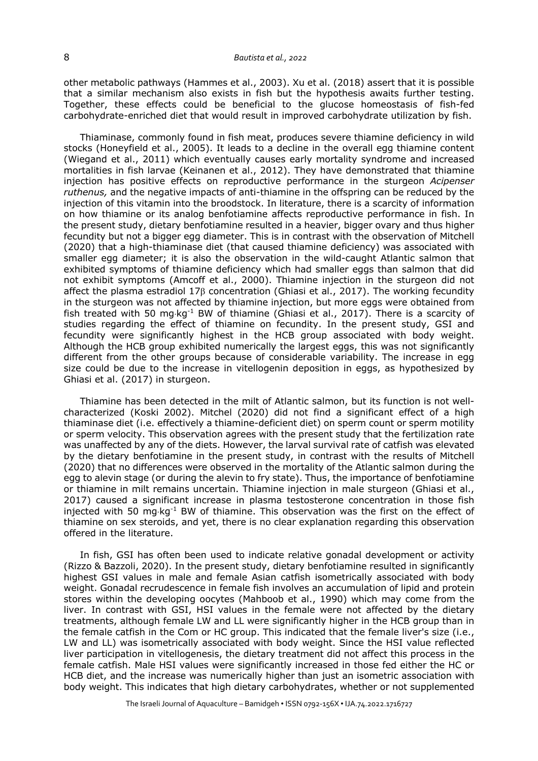other metabolic pathways (Hammes et al., 2003). Xu et al. (2018) assert that it is possible that a similar mechanism also exists in fish but the hypothesis awaits further testing. Together, these effects could be beneficial to the glucose homeostasis of fish-fed carbohydrate-enriched diet that would result in improved carbohydrate utilization by fish.

Thiaminase, commonly found in fish meat, produces severe thiamine deficiency in wild stocks (Honeyfield et al., 2005). It leads to a decline in the overall egg thiamine content (Wiegand et al., 2011) which eventually causes early mortality syndrome and increased mortalities in fish larvae (Keinanen et al., 2012). They have demonstrated that thiamine injection has positive effects on reproductive performance in the sturgeon *Acipenser ruthenus,* and the negative impacts of anti-thiamine in the offspring can be reduced by the injection of this vitamin into the broodstock. In literature, there is a scarcity of information on how thiamine or its analog benfotiamine affects reproductive performance in fish. In the present study, dietary benfotiamine resulted in a heavier, bigger ovary and thus higher fecundity but not a bigger egg diameter. This is in contrast with the observation of Mitchell (2020) that a high-thiaminase diet (that caused thiamine deficiency) was associated with smaller egg diameter; it is also the observation in the wild-caught Atlantic salmon that exhibited symptoms of thiamine deficiency which had smaller eggs than salmon that did not exhibit symptoms (Amcoff et al., 2000). Thiamine injection in the sturgeon did not affect the plasma estradiol 17β concentration (Ghiasi et al., 2017). The working fecundity in the sturgeon was not affected by thiamine injection, but more eggs were obtained from fish treated with 50 mg·kg$^{-1}$ BW of thiamine (Ghiasi et al., 2017). There is a scarcity of studies regarding the effect of thiamine on fecundity. In the present study, GSI and fecundity were significantly highest in the HCB group associated with body weight. Although the HCB group exhibited numerically the largest eggs, this was not significantly different from the other groups because of considerable variability. The increase in egg size could be due to the increase in vitellogenin deposition in eggs, as hypothesized by Ghiasi et al. (2017) in sturgeon.

Thiamine has been detected in the milt of Atlantic salmon, but its function is not well-characterized (Koski 2002). Mitchel (2020) did not find a significant effect of a high thiaminase diet (i.e. effectively a thiamine-deficient diet) on sperm count or sperm motility or sperm velocity. This observation agrees with the present study that the fertilization rate was unaffected by any of the diets. However, the larval survival rate of catfish was elevated by the dietary benfotiamine in the present study, in contrast with the results of Mitchell (2020) that no differences were observed in the mortality of the Atlantic salmon during the egg to alevin stage (or during the alevin to fry state). Thus, the importance of benfotiamine or thiamine in milt remains uncertain. Thiamine injection in male sturgeon (Ghiasi et al., 2017) caused a significant increase in plasma testosterone concentration in those fish injected with 50 mg·kg$^{-1}$ BW of thiamine. This observation was the first on the effect of thiamine on sex steroids, and yet, there is no clear explanation regarding this observation offered in the literature.

In fish, GSI has often been used to indicate relative gonadal development or activity (Rizzo & Bazzoli, 2020). In the present study, dietary benfotiamine resulted in significantly highest GSI values in male and female Asian catfish isometrically associated with body weight. Gonadal recrudescence in female fish involves an accumulation of lipid and protein stores within the developing oocytes (Mahboob et al., 1990) which may come from the liver. In contrast with GSI, HSI values in the female were not affected by the dietary treatments, although female LW and LL were significantly higher in the HCB group than in the female catfish in the Com or HC group. This indicated that the female liver's size (i.e., LW and LL) was isometrically associated with body weight. Since the HSI value reflected liver participation in vitellogenesis, the dietary treatment did not affect this process in the female catfish. Male HSI values were significantly increased in those fed either the HC or HCB diet, and the increase was numerically higher than just an isometric association with body weight. This indicates that high dietary carbohydrates, whether or not supplemented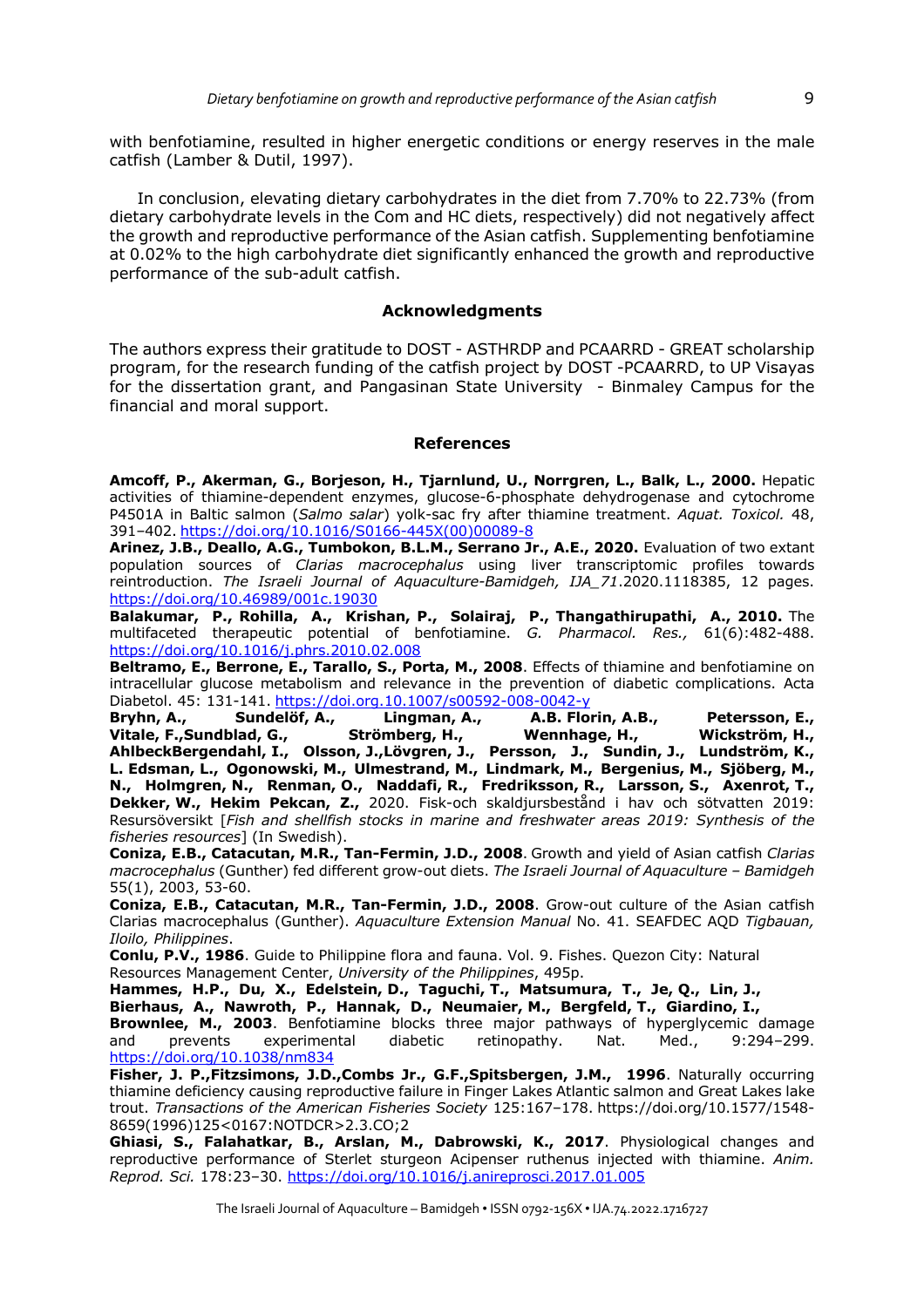with benfotiamine, resulted in higher energetic conditions or energy reserves in the male catfish (Lamber & Dutil, 1997).

In conclusion, elevating dietary carbohydrates in the diet from 7.70% to 22.73% (from dietary carbohydrate levels in the Com and HC diets, respectively) did not negatively affect the growth and reproductive performance of the Asian catfish. Supplementing benfotiamine at 0.02% to the high carbohydrate diet significantly enhanced the growth and reproductive performance of the sub-adult catfish.

## Acknowledgments

The authors express their gratitude to DOST - ASTHRDP and PCAARRD - GREAT scholarship program, for the research funding of the catfish project by DOST -PCAARRD, to UP Visayas for the dissertation grant, and Pangasinan State University - Binmaley Campus for the financial and moral support.

## References

**Amcoff, P., Akerman, G., Borjeson, H., Tjarnlund, U., Norrgren, L., Balk, L., 2000.** Hepatic activities of thiamine-dependent enzymes, glucose-6-phosphate dehydrogenase and cytochrome P4501A in Baltic salmon (*Salmo salar*) yolk-sac fry after thiamine treatment. *Aquat. Toxicol.* 48, 391–402. https://doi.org/10.1016/S0166-445X(00)00089-8

**Arinez, J.B., Deallo, A.G., Tumbokon, B.L.M., Serrano Jr., A.E., 2020.** Evaluation of two extant population sources of *Clarias macrocephalus* using liver transcriptomic profiles towards reintroduction. *The Israeli Journal of Aquaculture-Bamidgeh, IJA_71*.2020.1118385, 12 pages. https://doi.org/10.46989/001c.19030

**Balakumar, P., Rohilla, A., Krishan, P., Solairaj, P., Thangathirupathi, A., 2010.** The multifaceted therapeutic potential of benfotiamine. *G. Pharmacol. Res.,* 61(6):482-488. https://doi.org/10.1016/j.phrs.2010.02.008

**Beltramo, E., Berrone, E., Tarallo, S., Porta, M., 2008**. Effects of thiamine and benfotiamine on intracellular glucose metabolism and relevance in the prevention of diabetic complications. Acta Diabetol. 45: 131-141. https://doi.org.10.1007/s00592-008-0042-y

**Bryhn, A., Sundelöf, A., Lingman, A., A.B. Florin, A.B., Petersson, E., Vitale, F.,Sundblad, G., Strömberg, H., Wennhage, H., Wickström, H., AhlbeckBergendahl, I., Olsson, J.,Lövgren, J., Persson, J., Sundin, J., Lundström, K., L. Edsman, L., Ogonowski, M., Ulmestrand, M., Lindmark, M., Bergenius, M., Sjöberg, M., N., Holmgren, N., Renman, O., Naddafi, R., Fredriksson, R., Larsson, S., Axenrot, T., Dekker, W., Hekim Pekcan, Z.,** 2020. Fisk-och skaldjursbestånd i hav och sötvatten 2019: Resursöversikt [*Fish and shellfish stocks in marine and freshwater areas 2019: Synthesis of the fisheries resources*] (In Swedish).

**Coniza, E.B., Catacutan, M.R., Tan-Fermin, J.D., 2008**. Growth and yield of Asian catfish *Clarias macrocephalus* (Gunther) fed different grow-out diets. *The Israeli Journal of Aquaculture – Bamidgeh* 55(1), 2003, 53-60.

**Coniza, E.B., Catacutan, M.R., Tan-Fermin, J.D., 2008**. Grow-out culture of the Asian catfish Clarias macrocephalus (Gunther). *Aquaculture Extension Manual* No. 41. SEAFDEC AQD *Tigbauan, Iloilo, Philippines*.

**Conlu, P.V., 1986**. Guide to Philippine flora and fauna. Vol. 9. Fishes. Quezon City: Natural Resources Management Center, *University of the Philippines*, 495p.

**Hammes, H.P., Du, X., Edelstein, D., Taguchi, T., Matsumura, T., Je, Q., Lin, J., Bierhaus, A., Nawroth, P., Hannak, D., Neumaier, M., Bergfeld, T., Giardino, I., Brownlee, M., 2003**. Benfotiamine blocks three major pathways of hyperglycemic damage and prevents experimental diabetic retinopathy. Nat. Med., 9:294–299. https://doi.org/10.1038/nm834

**Fisher, J. P.,Fitzsimons, J.D.,Combs Jr., G.F.,Spitsbergen, J.M., 1996**. Naturally occurring thiamine deficiency causing reproductive failure in Finger Lakes Atlantic salmon and Great Lakes lake trout. *Transactions of the American Fisheries Society* 125:167–178. https://doi.org/10.1577/1548-8659(1996)125<0167:NOTDCR>2.3.CO;2

**Ghiasi, S., Falahatkar, B., Arslan, M., Dabrowski, K., 2017**. Physiological changes and reproductive performance of Sterlet sturgeon Acipenser ruthenus injected with thiamine. *Anim. Reprod. Sci.* 178:23–30. https://doi.org/10.1016/j.anireprosci.2017.01.005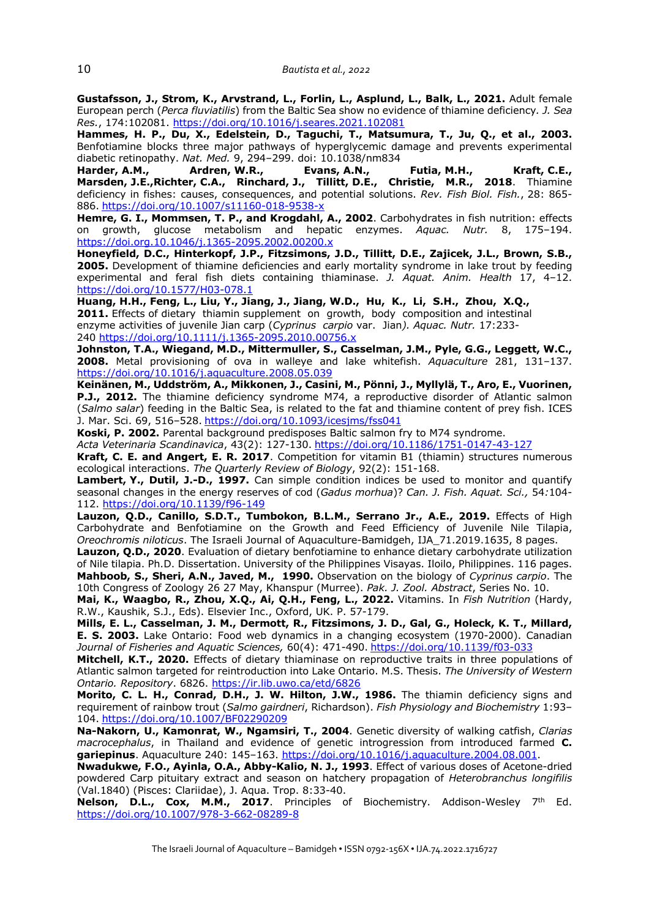**Gustafsson, J., Strom, K., Arvstrand, L., Forlin, L., Asplund, L., Balk, L., 2021.** Adult female European perch (*Perca fluviatilis*) from the Baltic Sea show no evidence of thiamine deficiency. *J. Sea Res.*, 174:102081. https://doi.org/10.1016/j.seares.2021.102081

**Hammes, H. P., Du, X., Edelstein, D., Taguchi, T., Matsumura, T., Ju, Q., et al., 2003.** Benfotiamine blocks three major pathways of hyperglycemic damage and prevents experimental diabetic retinopathy. *Nat. Med.* 9, 294–299. doi: 10.1038/nm834

**Harder, A.M., Ardren, W.R., Evans, A.N., Futia, M.H., Kraft, C.E., Marsden, J.E.,Richter, C.A., Rinchard, J., Tillitt, D.E., Christie, M.R., 2018**. Thiamine deficiency in fishes: causes, consequences, and potential solutions. *Rev. Fish Biol. Fish.*, 28: 865-886. https://doi.org/10.1007/s11160-018-9538-x

**Hemre, G. I., Mommsen, T. P., and Krogdahl, A., 2002**. Carbohydrates in fish nutrition: effects on growth, glucose metabolism and hepatic enzymes. *Aquac. Nutr.* 8, 175–194. https://doi.org.10.1046/j.1365-2095.2002.00200.x

**Honeyfield, D.C., Hinterkopf, J.P., Fitzsimons, J.D., Tillitt, D.E., Zajicek, J.L., Brown, S.B., 2005.** Development of thiamine deficiencies and early mortality syndrome in lake trout by feeding experimental and feral fish diets containing thiaminase. *J. Aquat. Anim. Health* 17, 4–12. https://doi.org/10.1577/H03-078.1

**Huang, H.H., Feng, L., Liu, Y., Jiang, J., Jiang, W.D., Hu, K., Li, S.H., Zhou, X.Q., 2011.** Effects of dietary thiamin supplement on growth, body composition and intestinal enzyme activities of juvenile Jian carp (*Cyprinus carpio* var. Jian*). Aquac. Nutr.* 17:233-240 https://doi.org/10.1111/j.1365-2095.2010.00756.x

**Johnston, T.A., Wiegand, M.D., Mittermuller, S., Casselman, J.M., Pyle, G.G., Leggett, W.C., 2008.** Metal provisioning of ova in walleye and lake whitefish. *Aquaculture* 281, 131–137. https://doi.org/10.1016/j.aquaculture.2008.05.039

**Keinänen, M., Uddström, A., Mikkonen, J., Casini, M., Pönni, J., Myllylä, T., Aro, E., Vuorinen, P.J., 2012.** The thiamine deficiency syndrome M74, a reproductive disorder of Atlantic salmon (*Salmo salar*) feeding in the Baltic Sea, is related to the fat and thiamine content of prey fish. ICES J. Mar. Sci. 69, 516–528. https://doi.org/10.1093/icesjms/fss041

**Koski, P. 2002.** Parental background predisposes Baltic salmon fry to M74 syndrome. *Acta Veterinaria Scandinavica*, 43(2): 127-130. https://doi.org/10.1186/1751-0147-43-127

**Kraft, C. E. and Angert, E. R. 2017**. Competition for vitamin B1 (thiamin) structures numerous ecological interactions. *The Quarterly Review of Biology*, 92(2): 151-168.

**Lambert, Y., Dutil, J.-D., 1997.** Can simple condition indices be used to monitor and quantify seasonal changes in the energy reserves of cod (*Gadus morhua*)? *Can. J. Fish. Aquat. Sci.,* 54*:*104-112. https://doi.org/10.1139/f96-149

**Lauzon, Q.D., Canillo, S.D.T., Tumbokon, B.L.M., Serrano Jr., A.E., 2019.** Effects of High Carbohydrate and Benfotiamine on the Growth and Feed Efficiency of Juvenile Nile Tilapia, *Oreochromis niloticus*. The Israeli Journal of Aquaculture-Bamidgeh, IJA_71.2019.1635, 8 pages.

**Lauzon, Q.D., 2020**. Evaluation of dietary benfotiamine to enhance dietary carbohydrate utilization of Nile tilapia. Ph.D. Dissertation. University of the Philippines Visayas. Iloilo, Philippines. 116 pages.

**Mahboob, S., Sheri, A.N., Javed, M., 1990.** Observation on the biology of *Cyprinus carpio*. The 10th Congress of Zoology 26 27 May, Khanspur (Murree). *Pak. J. Zool. Abstract*, Series No. 10.

**Mai, K., Waagbo, R., Zhou, X.Q., Ai, Q.H., Feng, L., 2022.** Vitamins. In *Fish Nutrition* (Hardy, R.W., Kaushik, S.J., Eds). Elsevier Inc., Oxford, UK. P. 57-179.

**Mills, E. L., Casselman, J. M., Dermott, R., Fitzsimons, J. D., Gal, G., Holeck, K. T., Millard, E. S. 2003.** Lake Ontario: Food web dynamics in a changing ecosystem (1970-2000). Canadian *Journal of Fisheries and Aquatic Sciences,* 60(4): 471-490. https://doi.org/10.1139/f03-033

**Mitchell, K.T., 2020.** Effects of dietary thiaminase on reproductive traits in three populations of Atlantic salmon targeted for reintroduction into Lake Ontario. M.S. Thesis. *The University of Western Ontario. Repository*. 6826. https://ir.lib.uwo.ca/etd/6826

**Morito, C. L. H., Conrad, D.H., J. W. Hilton, J.W., 1986.** The thiamin deficiency signs and requirement of rainbow trout (*Salmo gairdneri*, Richardson). *Fish Physiology and Biochemistry* 1:93–104. https://doi.org/10.1007/BF02290209

**Na-Nakorn, U., Kamonrat, W., Ngamsiri, T., 2004**. Genetic diversity of walking catfish, *Clarias macrocephalus*, in Thailand and evidence of genetic introgression from introduced farmed **C. gariepinus**. Aquaculture 240: 145–163. https://doi.org/10.1016/j.aquaculture.2004.08.001.

**Nwadukwe, F.O., Ayinla, O.A., Abby-Kalio, N. J., 1993**. Effect of various doses of Acetone-dried powdered Carp pituitary extract and season on hatchery propagation of *Heterobranchus longifilis* (Val.1840) (Pisces: Clariidae), J. Aqua. Trop. 8:33-40.

**Nelson, D.L., Cox, M.M., 2017**. Principles of Biochemistry. Addison-Wesley 7th Ed. https://doi.org/10.1007/978-3-662-08289-8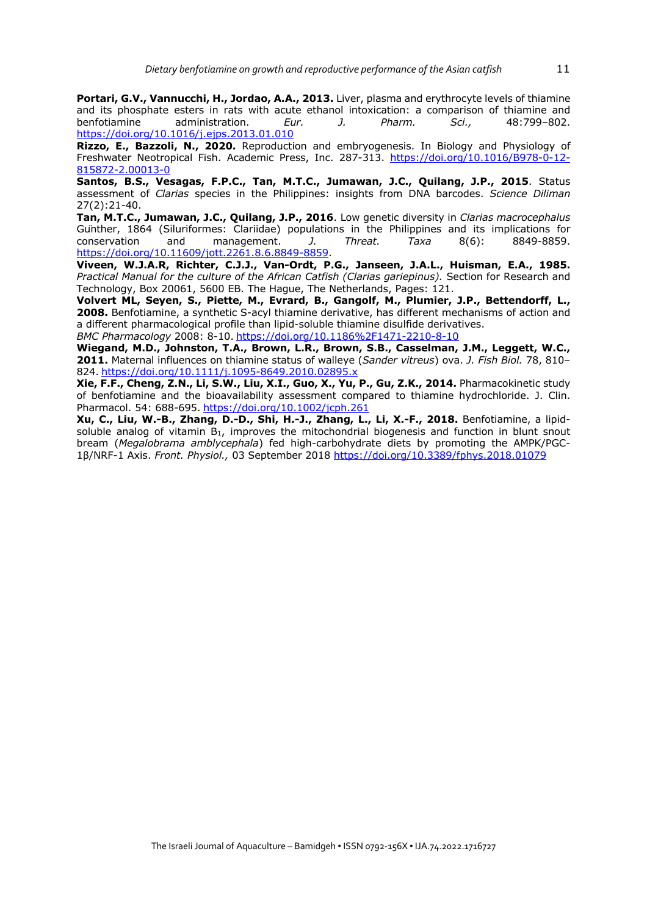**Portari, G.V., Vannucchi, H., Jordao, A.A., 2013.** Liver, plasma and erythrocyte levels of thiamine and its phosphate esters in rats with acute ethanol intoxication: a comparison of thiamine and benfotiamine administration. *Eur. J. Pharm. Sci.,* 48:799–802. https://doi.org/10.1016/j.ejps.2013.01.010

**Rizzo, E., Bazzoli, N., 2020.** Reproduction and embryogenesis. In Biology and Physiology of Freshwater Neotropical Fish. Academic Press, Inc. 287-313. https://doi.org/10.1016/B978-0-12-815872-2.00013-0

**Santos, B.S., Vesagas, F.P.C., Tan, M.T.C., Jumawan, J.C., Quilang, J.P., 2015**. Status assessment of *Clarias* species in the Philippines: insights from DNA barcodes. *Science Diliman* 27(2):21-40.

**Tan, M.T.C., Jumawan, J.C., Quilang, J.P., 2016**. Low genetic diversity in *Clarias macrocephalus* Günther, 1864 (Siluriformes: Clariidae) populations in the Philippines and its implications for conservation and management. *J. Threat. Taxa* 8(6): 8849-8859. https://doi.org/10.11609/jott.2261.8.6.8849-8859.

**Viveen, W.J.A.R, Richter, C.J.J., Van-Ordt, P.G., Janseen, J.A.L., Huisman, E.A., 1985.** *Practical Manual for the culture of the African Catfish (Clarias gariepinus).* Section for Research and Technology, Box 20061, 5600 EB. The Hague, The Netherlands, Pages: 121.

**Volvert ML, Seyen, S., Piette, M., Evrard, B., Gangolf, M., Plumier, J.P., Bettendorff, L., 2008.** Benfotiamine, a synthetic S-acyl thiamine derivative, has different mechanisms of action and a different pharmacological profile than lipid-soluble thiamine disulfide derivatives. *BMC Pharmacology* 2008: 8-10. https://doi.org/10.1186%2F1471-2210-8-10

**Wiegand, M.D., Johnston, T.A., Brown, L.R., Brown, S.B., Casselman, J.M., Leggett, W.C., 2011.** Maternal influences on thiamine status of walleye (*Sander vitreus*) ova. *J. Fish Biol.* 78, 810–824. https://doi.org/10.1111/j.1095-8649.2010.02895.x

**Xie, F.F., Cheng, Z.N., Li, S.W., Liu, X.I., Guo, X., Yu, P., Gu, Z.K., 2014.** Pharmacokinetic study of benfotiamine and the bioavailability assessment compared to thiamine hydrochloride. J. Clin. Pharmacol. 54: 688-695. https://doi.org/10.1002/jcph.261

**Xu, C., Liu, W.-B., Zhang, D.-D., Shi, H.-J., Zhang, L., Li, X.-F., 2018.** Benfotiamine, a lipid-soluble analog of vitamin $B_1$, improves the mitochondrial biogenesis and function in blunt snout bream (*Megalobrama amblycephala*) fed high-carbohydrate diets by promoting the AMPK/PGC-1β/NRF-1 Axis. *Front. Physiol.,* 03 September 2018 https://doi.org/10.3389/fphys.2018.01079